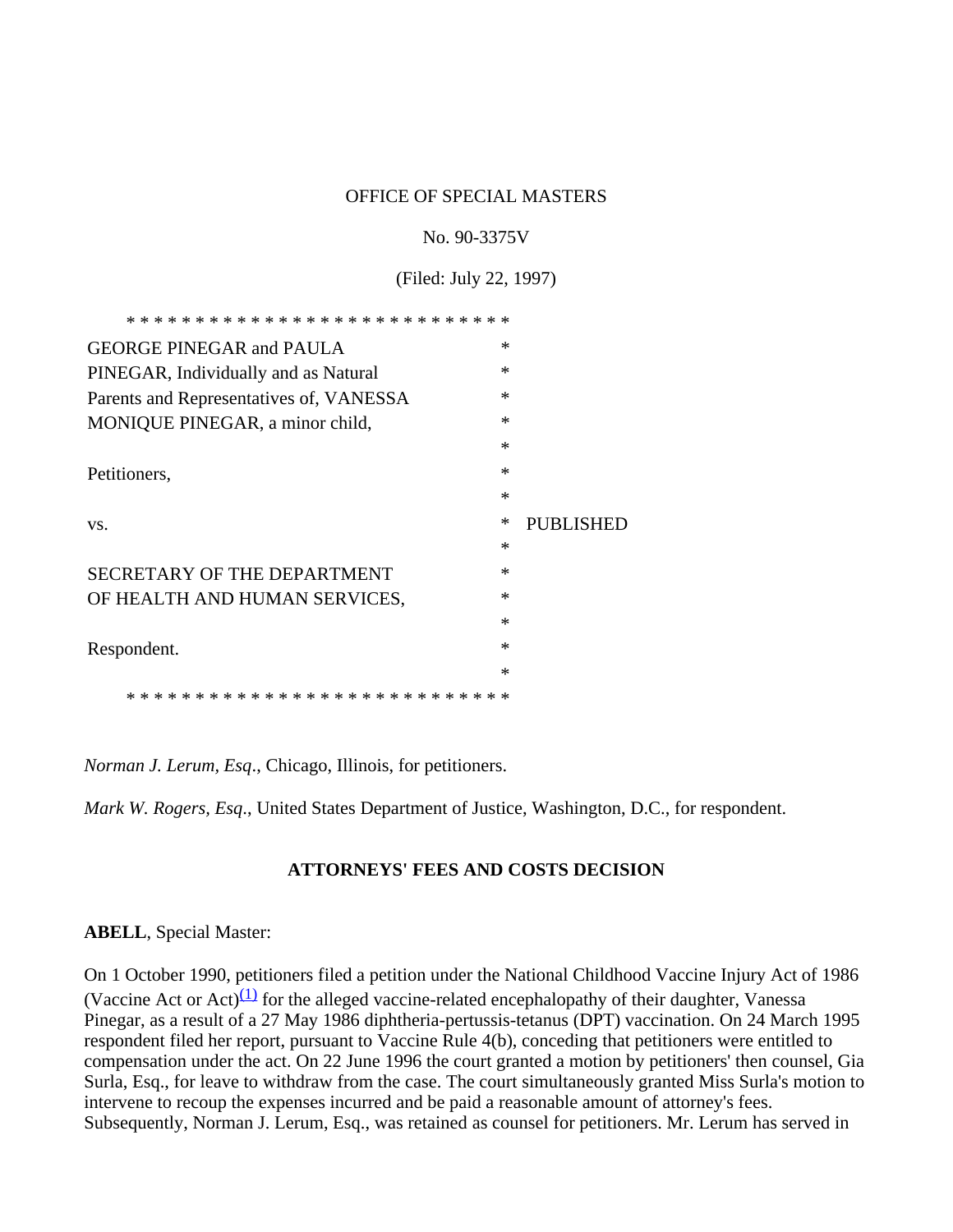OFFICE OF SPECIAL MASTERS

No. 90-3375V

(Filed: July 22, 1997)

| | | |
|---|---|---|
| GEORGE PINEGAR and PAULA PINEGAR, Individually and as Natural Parents and Representatives of, VANESSA MONIQUE PINEGAR, a minor child, | * | |
| Petitioners, | * | |
| vs. | * | PUBLISHED |
| SECRETARY OF THE DEPARTMENT OF HEALTH AND HUMAN SERVICES, | * | |
| Respondent. | * | |

*Norman J. Lerum, Esq*., Chicago, Illinois, for petitioners.

*Mark W. Rogers, Esq*., United States Department of Justice, Washington, D.C., for respondent.

**ATTORNEYS' FEES AND COSTS DECISION**

**ABELL**, Special Master:

On 1 October 1990, petitioners filed a petition under the National Childhood Vaccine Injury Act of 1986 (Vaccine Act or Act)[(1)] for the alleged vaccine-related encephalopathy of their daughter, Vanessa Pinegar, as a result of a 27 May 1986 diphtheria-pertussis-tetanus (DPT) vaccination. On 24 March 1995 respondent filed her report, pursuant to Vaccine Rule 4(b), conceding that petitioners were entitled to compensation under the act. On 22 June 1996 the court granted a motion by petitioners' then counsel, Gia Surla, Esq., for leave to withdraw from the case. The court simultaneously granted Miss Surla's motion to intervene to recoup the expenses incurred and be paid a reasonable amount of attorney's fees. Subsequently, Norman J. Lerum, Esq., was retained as counsel for petitioners. Mr. Lerum has served in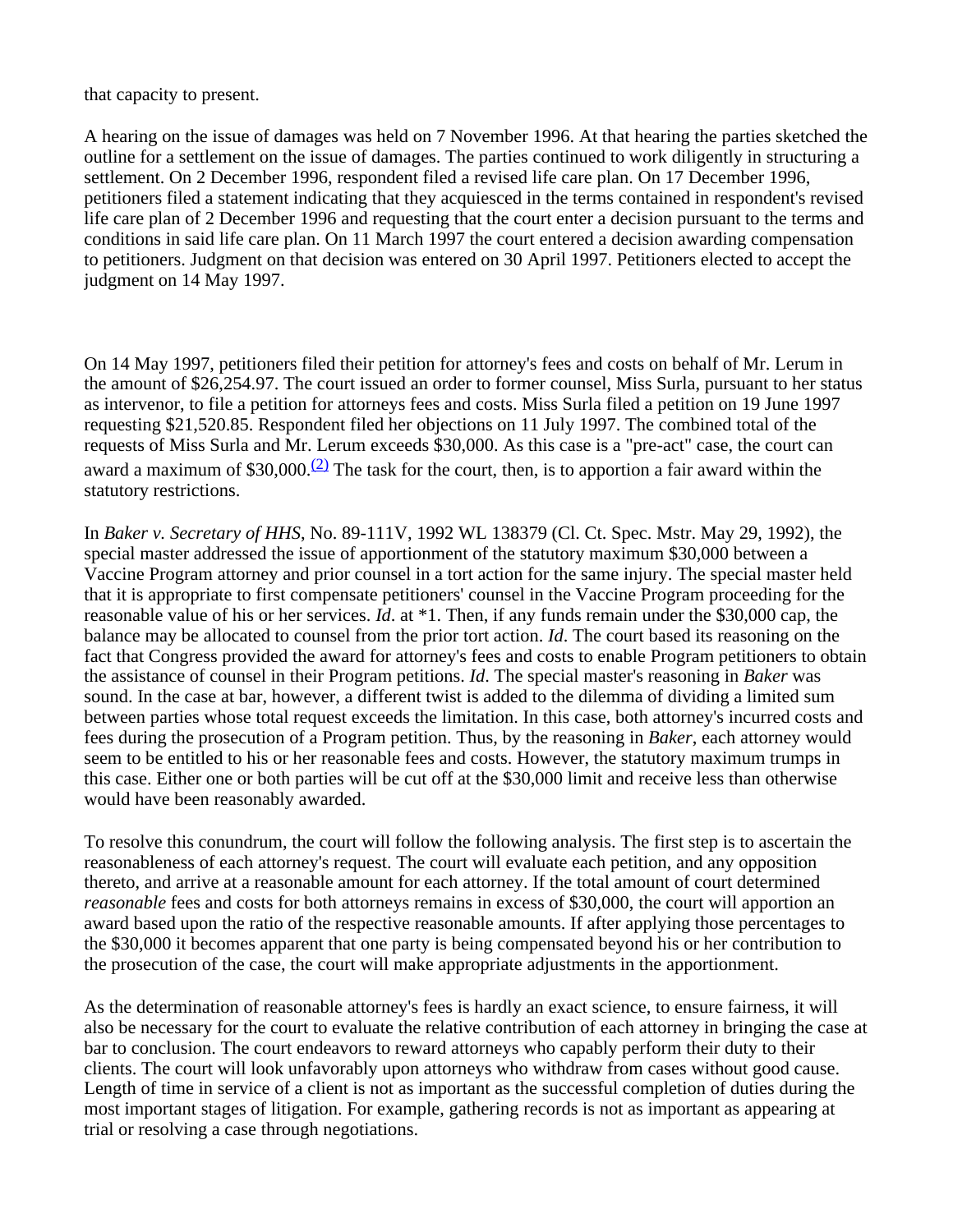that capacity to present.

A hearing on the issue of damages was held on 7 November 1996. At that hearing the parties sketched the outline for a settlement on the issue of damages. The parties continued to work diligently in structuring a settlement. On 2 December 1996, respondent filed a revised life care plan. On 17 December 1996, petitioners filed a statement indicating that they acquiesced in the terms contained in respondent's revised life care plan of 2 December 1996 and requesting that the court enter a decision pursuant to the terms and conditions in said life care plan. On 11 March 1997 the court entered a decision awarding compensation to petitioners. Judgment on that decision was entered on 30 April 1997. Petitioners elected to accept the judgment on 14 May 1997.

On 14 May 1997, petitioners filed their petition for attorney's fees and costs on behalf of Mr. Lerum in the amount of $26,254.97. The court issued an order to former counsel, Miss Surla, pursuant to her status as intervenor, to file a petition for attorneys fees and costs. Miss Surla filed a petition on 19 June 1997 requesting $21,520.85. Respondent filed her objections on 11 July 1997. The combined total of the requests of Miss Surla and Mr. Lerum exceeds $30,000. As this case is a "pre-act" case, the court can award a maximum of $30,000.[(2)] The task for the court, then, is to apportion a fair award within the statutory restrictions.

In *Baker v. Secretary of HHS*, No. 89-111V, 1992 WL 138379 (Cl. Ct. Spec. Mstr. May 29, 1992), the special master addressed the issue of apportionment of the statutory maximum $30,000 between a Vaccine Program attorney and prior counsel in a tort action for the same injury. The special master held that it is appropriate to first compensate petitioners' counsel in the Vaccine Program proceeding for the reasonable value of his or her services. *Id*. at *1. Then, if any funds remain under the $30,000 cap, the balance may be allocated to counsel from the prior tort action. *Id*. The court based its reasoning on the fact that Congress provided the award for attorney's fees and costs to enable Program petitioners to obtain the assistance of counsel in their Program petitions. *Id*. The special master's reasoning in *Baker* was sound. In the case at bar, however, a different twist is added to the dilemma of dividing a limited sum between parties whose total request exceeds the limitation. In this case, both attorney's incurred costs and fees during the prosecution of a Program petition. Thus, by the reasoning in *Baker*, each attorney would seem to be entitled to his or her reasonable fees and costs. However, the statutory maximum trumps in this case. Either one or both parties will be cut off at the $30,000 limit and receive less than otherwise would have been reasonably awarded.

To resolve this conundrum, the court will follow the following analysis. The first step is to ascertain the reasonableness of each attorney's request. The court will evaluate each petition, and any opposition thereto, and arrive at a reasonable amount for each attorney. If the total amount of court determined *reasonable* fees and costs for both attorneys remains in excess of $30,000, the court will apportion an award based upon the ratio of the respective reasonable amounts. If after applying those percentages to the $30,000 it becomes apparent that one party is being compensated beyond his or her contribution to the prosecution of the case, the court will make appropriate adjustments in the apportionment.

As the determination of reasonable attorney's fees is hardly an exact science, to ensure fairness, it will also be necessary for the court to evaluate the relative contribution of each attorney in bringing the case at bar to conclusion. The court endeavors to reward attorneys who capably perform their duty to their clients. The court will look unfavorably upon attorneys who withdraw from cases without good cause. Length of time in service of a client is not as important as the successful completion of duties during the most important stages of litigation. For example, gathering records is not as important as appearing at trial or resolving a case through negotiations.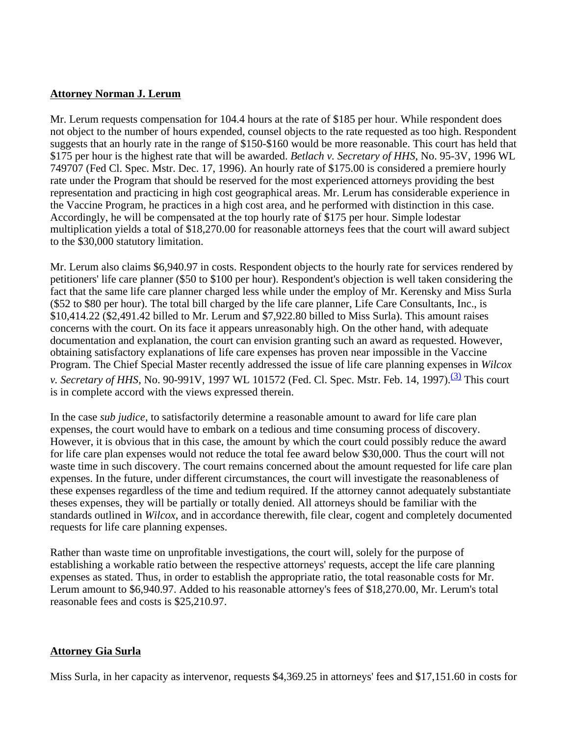**Attorney Norman J. Lerum**

Mr. Lerum requests compensation for 104.4 hours at the rate of $185 per hour. While respondent does not object to the number of hours expended, counsel objects to the rate requested as too high. Respondent suggests that an hourly rate in the range of $150-$160 would be more reasonable. This court has held that $175 per hour is the highest rate that will be awarded. *Betlach v. Secretary of HHS*, No. 95-3V, 1996 WL 749707 (Fed Cl. Spec. Mstr. Dec. 17, 1996). An hourly rate of $175.00 is considered a premiere hourly rate under the Program that should be reserved for the most experienced attorneys providing the best representation and practicing in high cost geographical areas. Mr. Lerum has considerable experience in the Vaccine Program, he practices in a high cost area, and he performed with distinction in this case. Accordingly, he will be compensated at the top hourly rate of $175 per hour. Simple lodestar multiplication yields a total of $18,270.00 for reasonable attorneys fees that the court will award subject to the $30,000 statutory limitation.

Mr. Lerum also claims $6,940.97 in costs. Respondent objects to the hourly rate for services rendered by petitioners' life care planner ($50 to $100 per hour). Respondent's objection is well taken considering the fact that the same life care planner charged less while under the employ of Mr. Kerensky and Miss Surla ($52 to $80 per hour). The total bill charged by the life care planner, Life Care Consultants, Inc., is $10,414.22 ($2,491.42 billed to Mr. Lerum and $7,922.80 billed to Miss Surla). This amount raises concerns with the court. On its face it appears unreasonably high. On the other hand, with adequate documentation and explanation, the court can envision granting such an award as requested. However, obtaining satisfactory explanations of life care expenses has proven near impossible in the Vaccine Program. The Chief Special Master recently addressed the issue of life care planning expenses in *Wilcox v. Secretary of HHS*, No. 90-991V, 1997 WL 101572 (Fed. Cl. Spec. Mstr. Feb. 14, 1997).[(3)] This court is in complete accord with the views expressed therein.

In the case *sub judice*, to satisfactorily determine a reasonable amount to award for life care plan expenses, the court would have to embark on a tedious and time consuming process of discovery. However, it is obvious that in this case, the amount by which the court could possibly reduce the award for life care plan expenses would not reduce the total fee award below $30,000. Thus the court will not waste time in such discovery. The court remains concerned about the amount requested for life care plan expenses. In the future, under different circumstances, the court will investigate the reasonableness of these expenses regardless of the time and tedium required. If the attorney cannot adequately substantiate theses expenses, they will be partially or totally denied. All attorneys should be familiar with the standards outlined in *Wilcox*, and in accordance therewith, file clear, cogent and completely documented requests for life care planning expenses.

Rather than waste time on unprofitable investigations, the court will, solely for the purpose of establishing a workable ratio between the respective attorneys' requests, accept the life care planning expenses as stated. Thus, in order to establish the appropriate ratio, the total reasonable costs for Mr. Lerum amount to $6,940.97. Added to his reasonable attorney's fees of $18,270.00, Mr. Lerum's total reasonable fees and costs is $25,210.97.

**Attorney Gia Surla**

Miss Surla, in her capacity as intervenor, requests $4,369.25 in attorneys' fees and $17,151.60 in costs for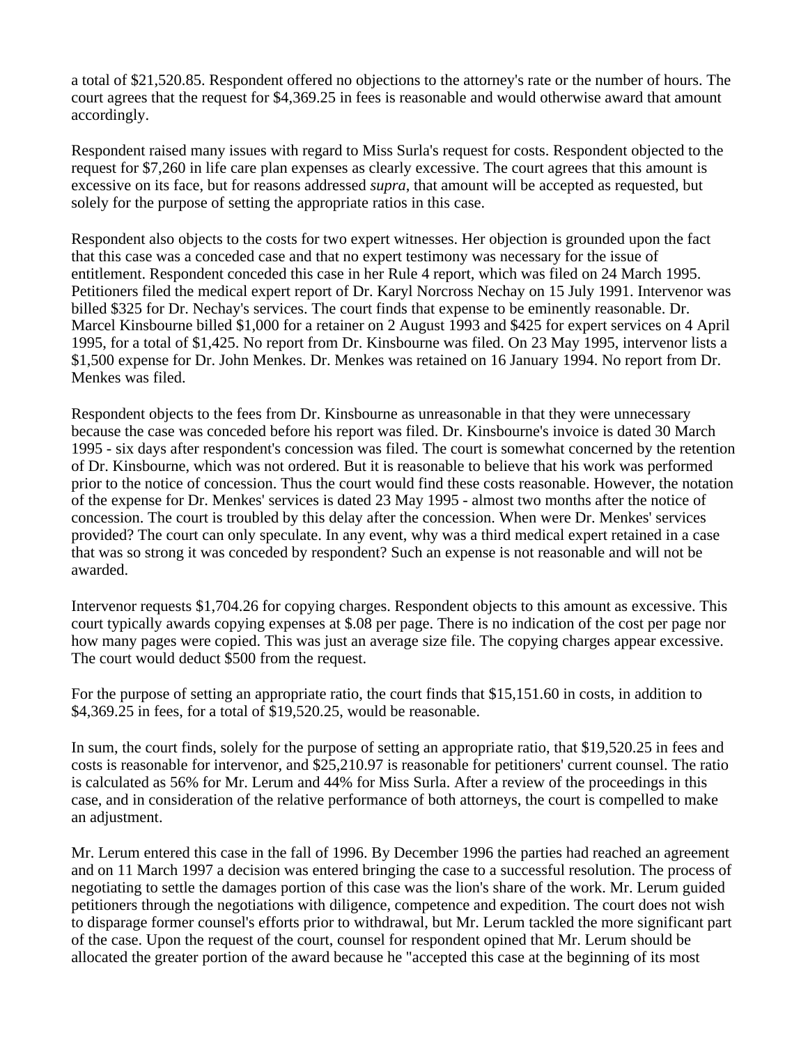a total of $21,520.85. Respondent offered no objections to the attorney's rate or the number of hours. The court agrees that the request for $4,369.25 in fees is reasonable and would otherwise award that amount accordingly.

Respondent raised many issues with regard to Miss Surla's request for costs. Respondent objected to the request for $7,260 in life care plan expenses as clearly excessive. The court agrees that this amount is excessive on its face, but for reasons addressed *supra*, that amount will be accepted as requested, but solely for the purpose of setting the appropriate ratios in this case.

Respondent also objects to the costs for two expert witnesses. Her objection is grounded upon the fact that this case was a conceded case and that no expert testimony was necessary for the issue of entitlement. Respondent conceded this case in her Rule 4 report, which was filed on 24 March 1995. Petitioners filed the medical expert report of Dr. Karyl Norcross Nechay on 15 July 1991. Intervenor was billed $325 for Dr. Nechay's services. The court finds that expense to be eminently reasonable. Dr. Marcel Kinsbourne billed $1,000 for a retainer on 2 August 1993 and $425 for expert services on 4 April 1995, for a total of $1,425. No report from Dr. Kinsbourne was filed. On 23 May 1995, intervenor lists a $1,500 expense for Dr. John Menkes. Dr. Menkes was retained on 16 January 1994. No report from Dr. Menkes was filed.

Respondent objects to the fees from Dr. Kinsbourne as unreasonable in that they were unnecessary because the case was conceded before his report was filed. Dr. Kinsbourne's invoice is dated 30 March 1995 - six days after respondent's concession was filed. The court is somewhat concerned by the retention of Dr. Kinsbourne, which was not ordered. But it is reasonable to believe that his work was performed prior to the notice of concession. Thus the court would find these costs reasonable. However, the notation of the expense for Dr. Menkes' services is dated 23 May 1995 - almost two months after the notice of concession. The court is troubled by this delay after the concession. When were Dr. Menkes' services provided? The court can only speculate. In any event, why was a third medical expert retained in a case that was so strong it was conceded by respondent? Such an expense is not reasonable and will not be awarded.

Intervenor requests $1,704.26 for copying charges. Respondent objects to this amount as excessive. This court typically awards copying expenses at $.08 per page. There is no indication of the cost per page nor how many pages were copied. This was just an average size file. The copying charges appear excessive. The court would deduct $500 from the request.

For the purpose of setting an appropriate ratio, the court finds that $15,151.60 in costs, in addition to $4,369.25 in fees, for a total of $19,520.25, would be reasonable.

In sum, the court finds, solely for the purpose of setting an appropriate ratio, that $19,520.25 in fees and costs is reasonable for intervenor, and $25,210.97 is reasonable for petitioners' current counsel. The ratio is calculated as 56% for Mr. Lerum and 44% for Miss Surla. After a review of the proceedings in this case, and in consideration of the relative performance of both attorneys, the court is compelled to make an adjustment.

Mr. Lerum entered this case in the fall of 1996. By December 1996 the parties had reached an agreement and on 11 March 1997 a decision was entered bringing the case to a successful resolution. The process of negotiating to settle the damages portion of this case was the lion's share of the work. Mr. Lerum guided petitioners through the negotiations with diligence, competence and expedition. The court does not wish to disparage former counsel's efforts prior to withdrawal, but Mr. Lerum tackled the more significant part of the case. Upon the request of the court, counsel for respondent opined that Mr. Lerum should be allocated the greater portion of the award because he "accepted this case at the beginning of its most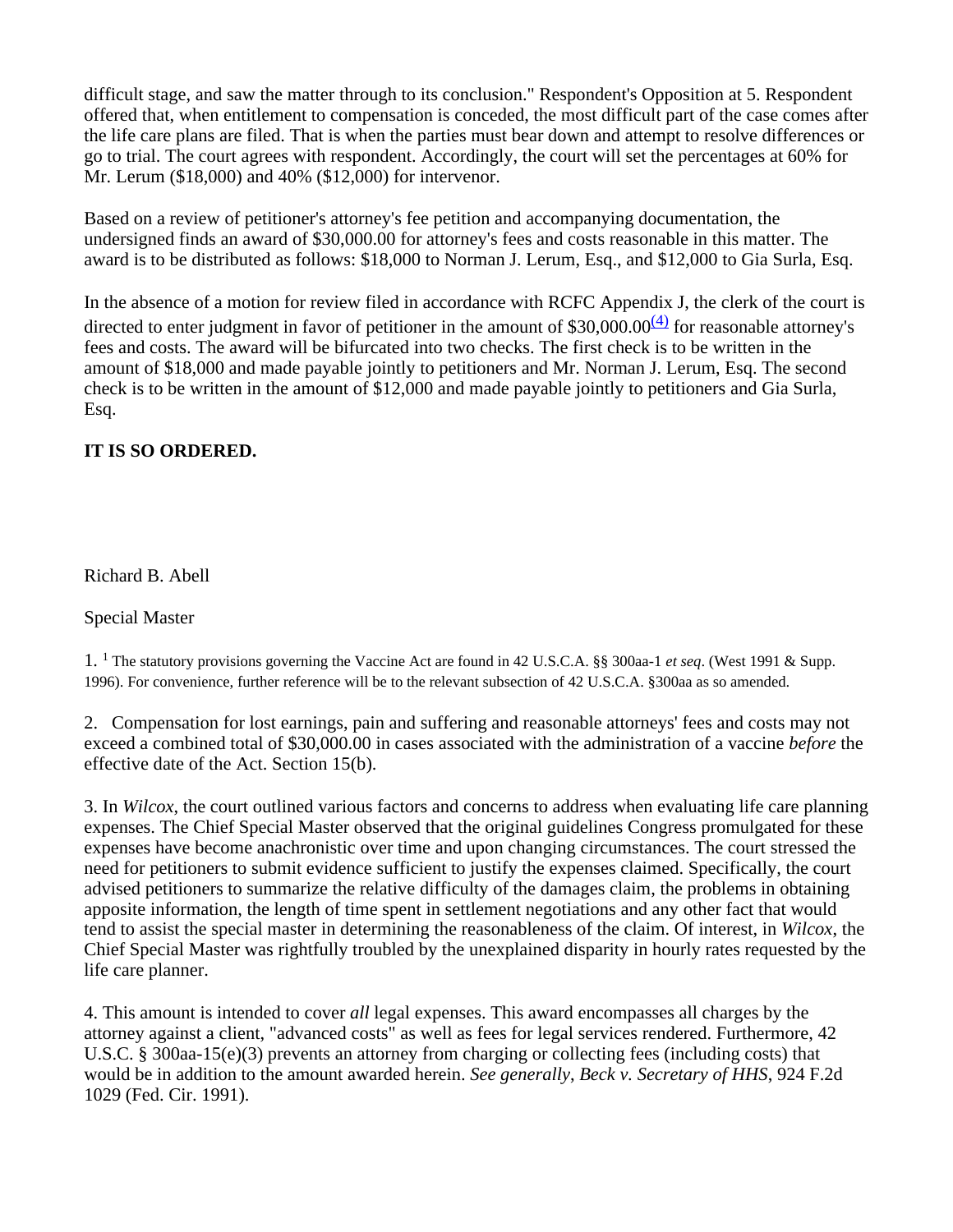difficult stage, and saw the matter through to its conclusion." Respondent's Opposition at 5. Respondent offered that, when entitlement to compensation is conceded, the most difficult part of the case comes after the life care plans are filed. That is when the parties must bear down and attempt to resolve differences or go to trial. The court agrees with respondent. Accordingly, the court will set the percentages at 60% for Mr. Lerum ($18,000) and 40% ($12,000) for intervenor.

Based on a review of petitioner's attorney's fee petition and accompanying documentation, the undersigned finds an award of $30,000.00 for attorney's fees and costs reasonable in this matter. The award is to be distributed as follows: $18,000 to Norman J. Lerum, Esq., and $12,000 to Gia Surla, Esq.

In the absence of a motion for review filed in accordance with RCFC Appendix J, the clerk of the court is directed to enter judgment in favor of petitioner in the amount of $30,000.00[(4)] for reasonable attorney's fees and costs. The award will be bifurcated into two checks. The first check is to be written in the amount of $18,000 and made payable jointly to petitioners and Mr. Norman J. Lerum, Esq. The second check is to be written in the amount of $12,000 and made payable jointly to petitioners and Gia Surla, Esq.

**IT IS SO ORDERED.**

Richard B. Abell

Special Master

1. [1] The statutory provisions governing the Vaccine Act are found in 42 U.S.C.A. §§ 300aa-1 *et seq*. (West 1991 & Supp. 1996). For convenience, further reference will be to the relevant subsection of 42 U.S.C.A. §300aa as so amended.

2. Compensation for lost earnings, pain and suffering and reasonable attorneys' fees and costs may not exceed a combined total of $30,000.00 in cases associated with the administration of a vaccine *before* the effective date of the Act. Section 15(b).

3. In *Wilcox*, the court outlined various factors and concerns to address when evaluating life care planning expenses. The Chief Special Master observed that the original guidelines Congress promulgated for these expenses have become anachronistic over time and upon changing circumstances. The court stressed the need for petitioners to submit evidence sufficient to justify the expenses claimed. Specifically, the court advised petitioners to summarize the relative difficulty of the damages claim, the problems in obtaining apposite information, the length of time spent in settlement negotiations and any other fact that would tend to assist the special master in determining the reasonableness of the claim. Of interest, in *Wilcox*, the Chief Special Master was rightfully troubled by the unexplained disparity in hourly rates requested by the life care planner.

4. This amount is intended to cover *all* legal expenses. This award encompasses all charges by the attorney against a client, "advanced costs" as well as fees for legal services rendered. Furthermore, 42 U.S.C. § 300aa-15(e)(3) prevents an attorney from charging or collecting fees (including costs) that would be in addition to the amount awarded herein. *See generally*, *Beck v. Secretary of HHS*, 924 F.2d 1029 (Fed. Cir. 1991).